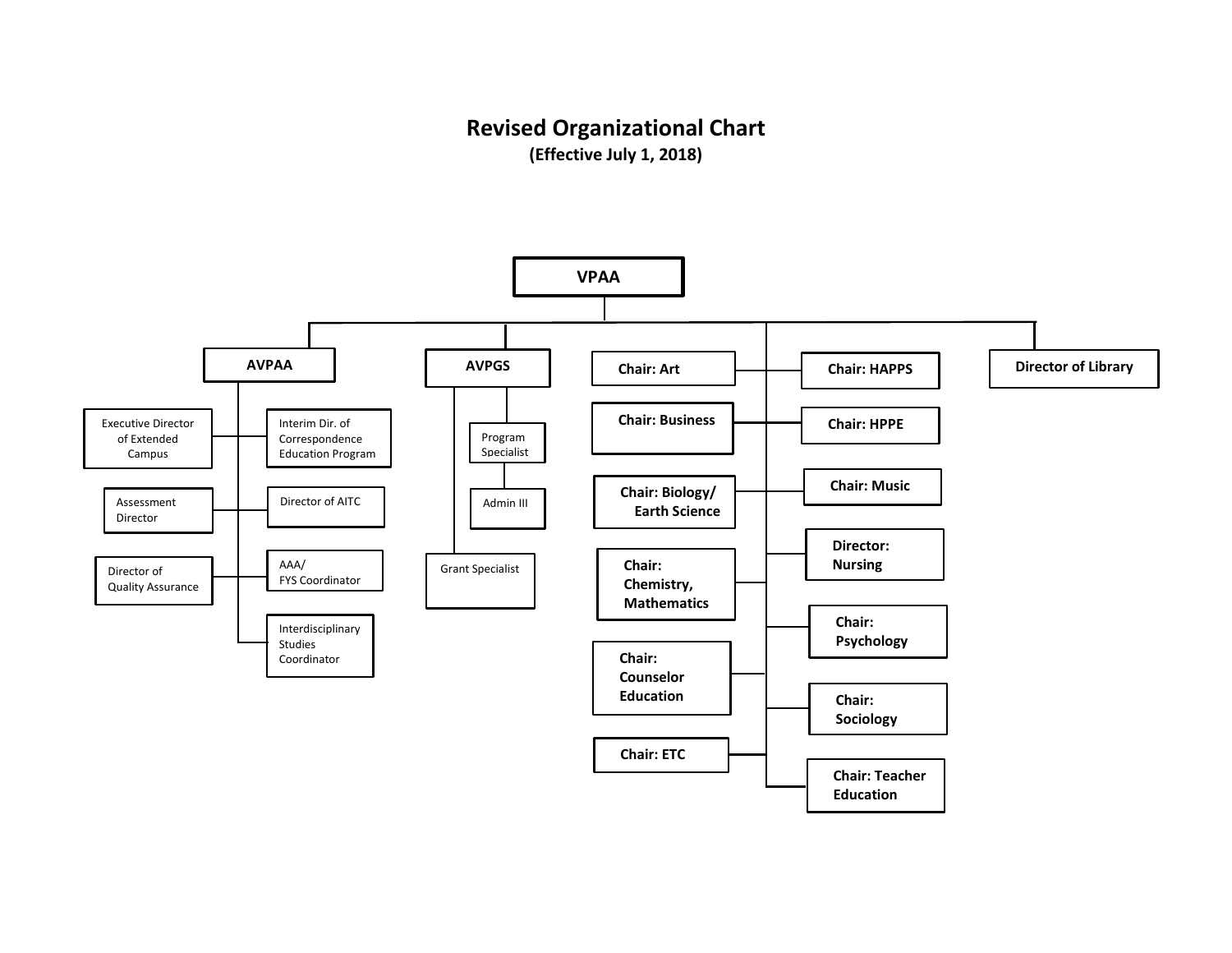# Revised Organizational Chart

**(Effective July 1, 2018)**

- **VPAA**
  - **AVPAA**
    - Executive Director of Extended Campus
    - Interim Dir. of Correspondence Education Program
    - Assessment Director
    - Director of AITC
    - Director of Quality Assurance
    - AAA/ FYS Coordinator
    - Interdisciplinary Studies Coordinator
  - **AVPGS**
    - Program Specialist
      - Admin III
    - Grant Specialist
  - **Chair: Art**
  - **Chair: Business**
  - **Chair: Biology/ Earth Science**
  - **Chair: Chemistry, Mathematics**
  - **Chair: Counselor Education**
  - **Chair: ETC**
  - **Chair: HAPPS**
  - **Chair: HPPE**
  - **Chair: Music**
  - **Director: Nursing**
  - **Chair: Psychology**
  - **Chair: Sociology**
  - **Chair: Teacher Education**
  - **Director of Library**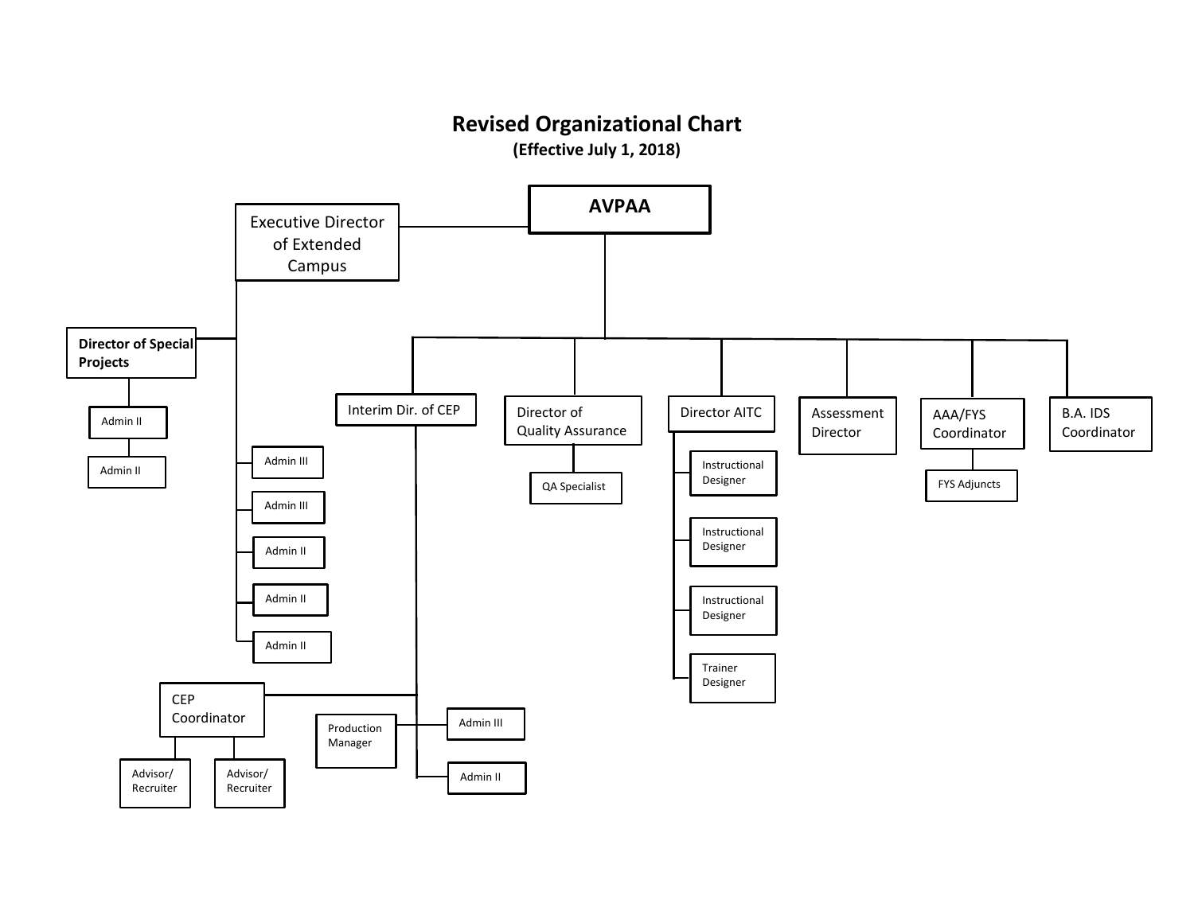# Revised Organizational Chart

**(Effective July 1, 2018)**

- **AVPAA**
  - Executive Director of Extended Campus
    - **Director of Special Projects**
      - Admin II
        - Admin II
    - Admin III
    - Admin III
    - Admin II
    - Admin II
    - Admin II
  - Interim Dir. of CEP
    - CEP Coordinator
      - Advisor/ Recruiter
      - Advisor/ Recruiter
    - Production Manager
    - Admin III
    - Admin II
  - Director of Quality Assurance
    - QA Specialist
  - Director AITC
    - Instructional Designer
    - Instructional Designer
    - Instructional Designer
    - Trainer Designer
  - Assessment Director
  - AAA/FYS Coordinator
    - FYS Adjuncts
  - B.A. IDS Coordinator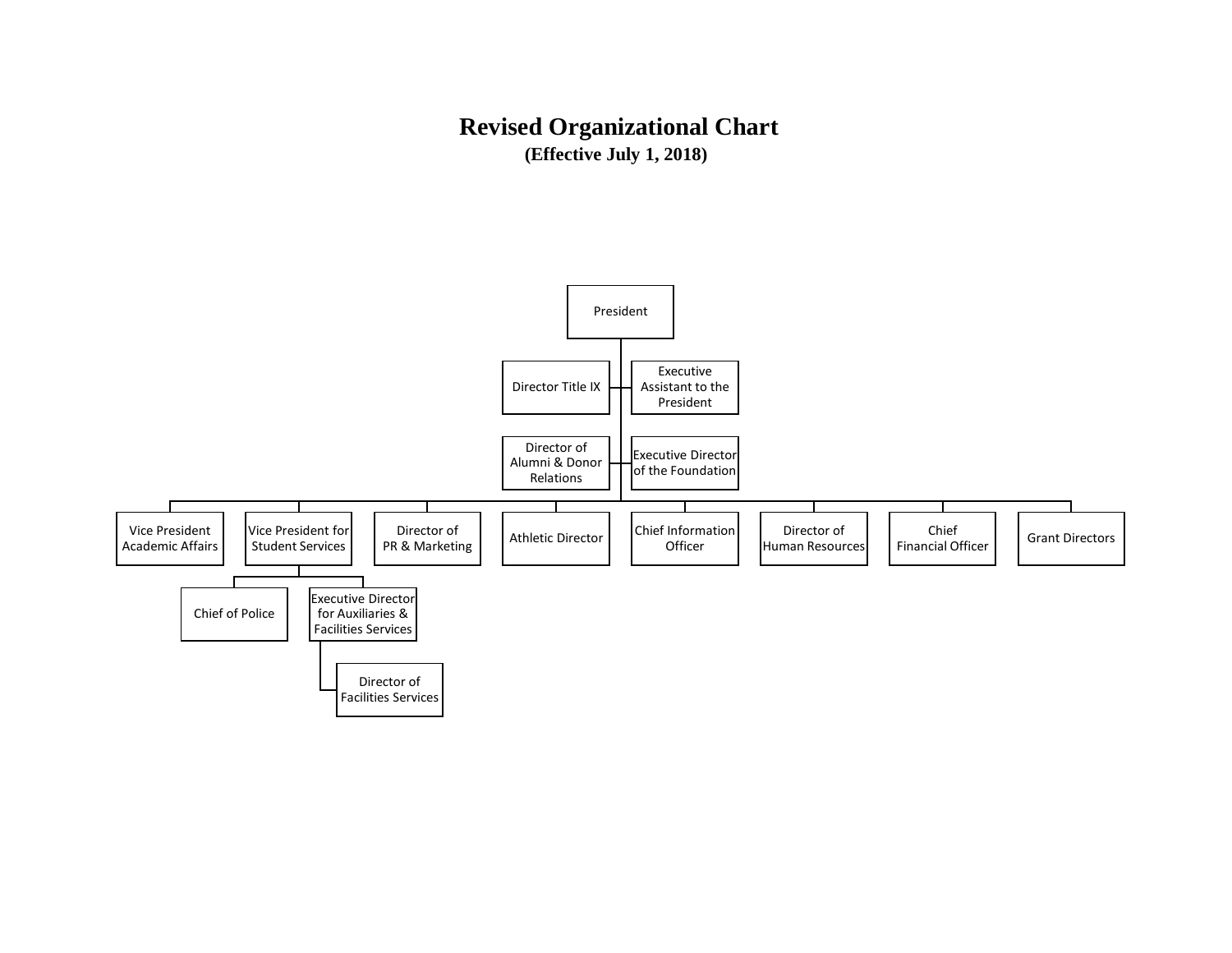# Revised Organizational Chart

**(Effective July 1, 2018)**

President

Director Title IX

Executive Assistant to the President

Director of Alumni & Donor Relations

Executive Director of the Foundation

Vice President Academic Affairs

Vice President for Student Services

Director of PR & Marketing

Athletic Director

Chief Information Officer

Director of Human Resources

Chief Financial Officer

Grant Directors

Chief of Police

Executive Director for Auxiliaries & Facilities Services

Director of Facilities Services